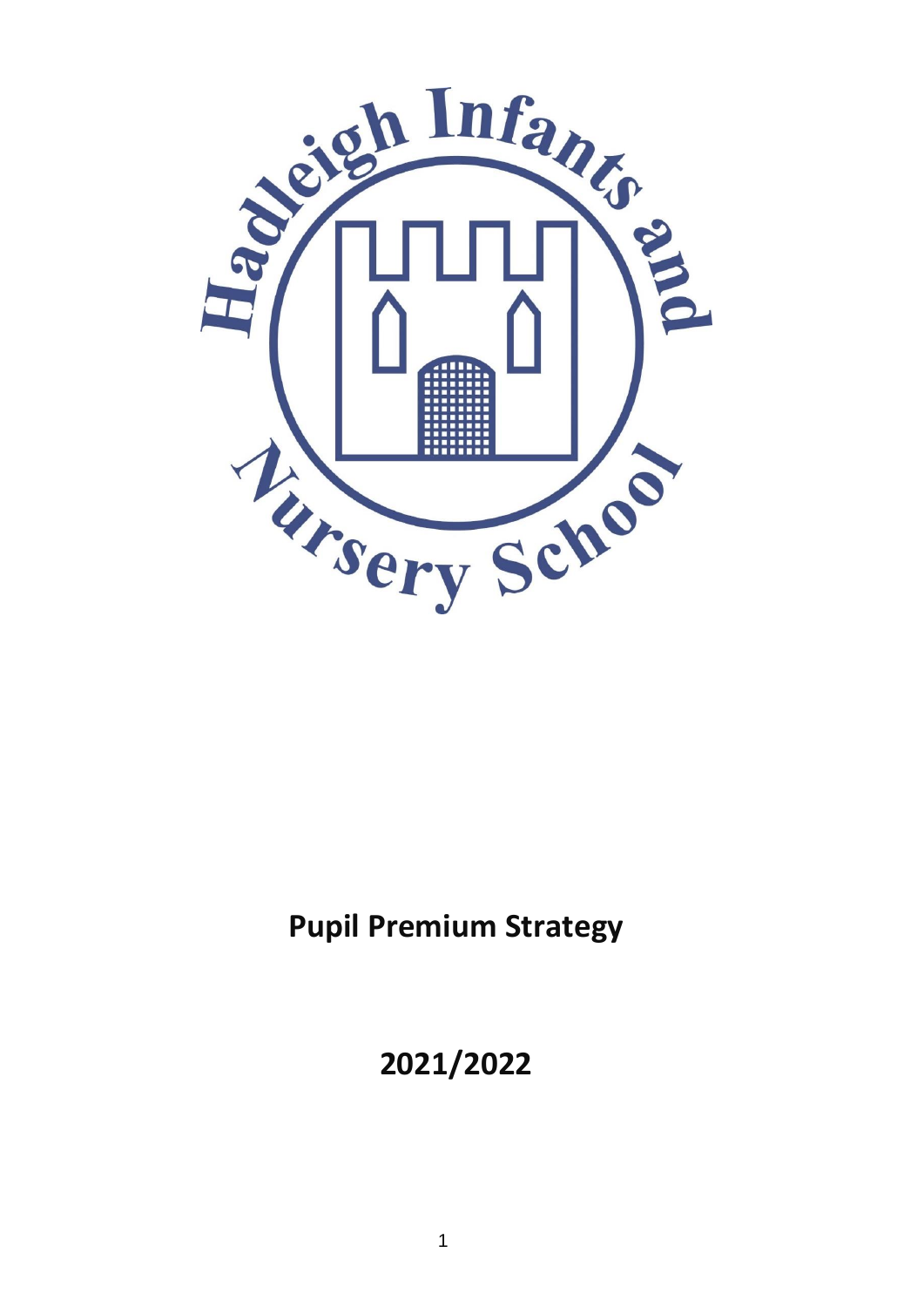Hadleigh Infants and Nursery School

# Pupil Premium Strategy

# 2021/2022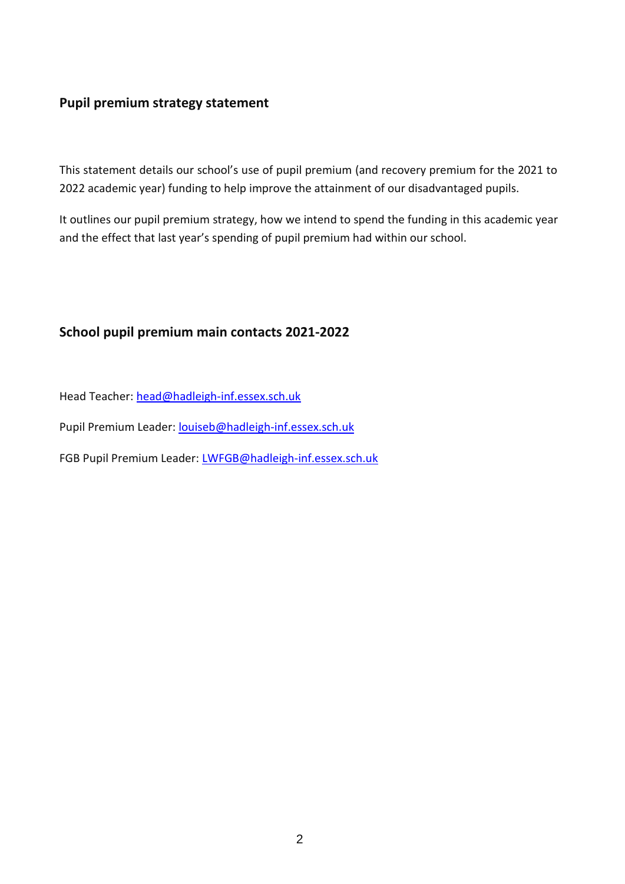## Pupil premium strategy statement

This statement details our school's use of pupil premium (and recovery premium for the 2021 to 2022 academic year) funding to help improve the attainment of our disadvantaged pupils.

It outlines our pupil premium strategy, how we intend to spend the funding in this academic year and the effect that last year's spending of pupil premium had within our school.

## School pupil premium main contacts 2021-2022

Head Teacher: head@hadleigh-inf.essex.sch.uk

Pupil Premium Leader: louiseb@hadleigh-inf.essex.sch.uk

FGB Pupil Premium Leader: LWFGB@hadleigh-inf.essex.sch.uk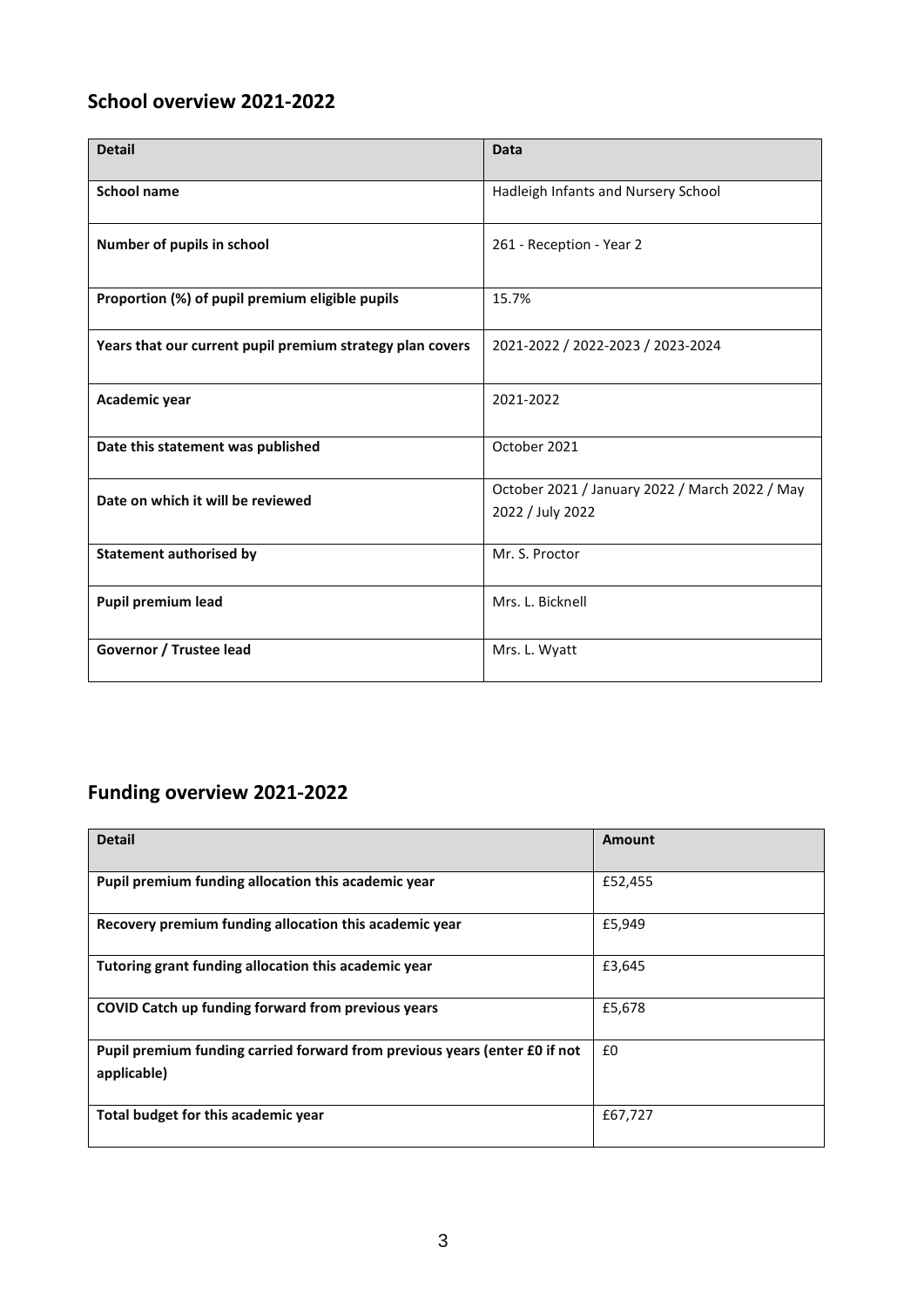## School overview 2021-2022

| Detail | Data |
| --- | --- |
| **School name** | Hadleigh Infants and Nursery School |
| **Number of pupils in school** | 261 - Reception - Year 2 |
| **Proportion (%) of pupil premium eligible pupils** | 15.7% |
| **Years that our current pupil premium strategy plan covers** | 2021-2022 / 2022-2023 / 2023-2024 |
| **Academic year** | 2021-2022 |
| **Date this statement was published** | October 2021 |
| **Date on which it will be reviewed** | October 2021 / January 2022 / March 2022 / May 2022 / July 2022 |
| **Statement authorised by** | Mr. S. Proctor |
| **Pupil premium lead** | Mrs. L. Bicknell |
| **Governor / Trustee lead** | Mrs. L. Wyatt |

## Funding overview 2021-2022

| Detail | Amount |
| --- | --- |
| **Pupil premium funding allocation this academic year** | £52,455 |
| **Recovery premium funding allocation this academic year** | £5,949 |
| **Tutoring grant funding allocation this academic year** | £3,645 |
| **COVID Catch up funding forward from previous years** | £5,678 |
| **Pupil premium funding carried forward from previous years (enter £0 if not applicable)** | £0 |
| **Total budget for this academic year** | £67,727 |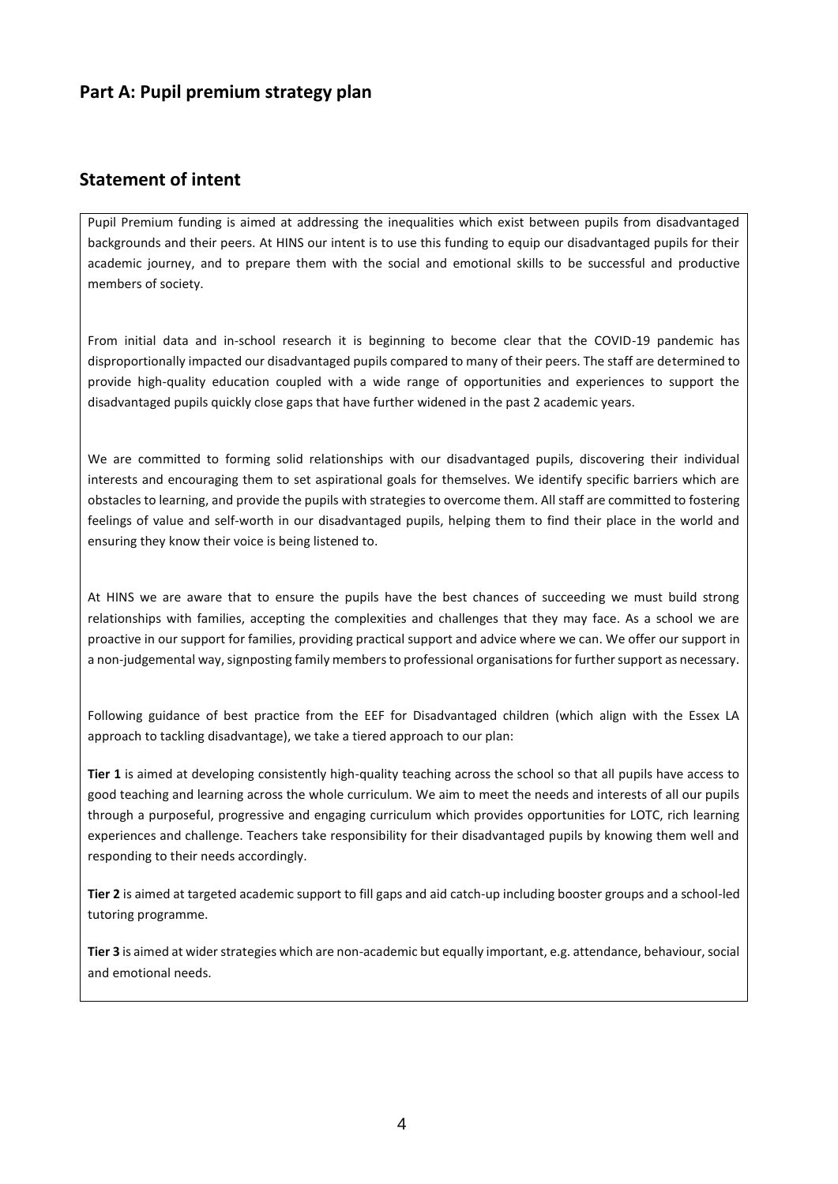## Part A: Pupil premium strategy plan

## Statement of intent

Pupil Premium funding is aimed at addressing the inequalities which exist between pupils from disadvantaged backgrounds and their peers. At HINS our intent is to use this funding to equip our disadvantaged pupils for their academic journey, and to prepare them with the social and emotional skills to be successful and productive members of society.

From initial data and in-school research it is beginning to become clear that the COVID-19 pandemic has disproportionally impacted our disadvantaged pupils compared to many of their peers. The staff are determined to provide high-quality education coupled with a wide range of opportunities and experiences to support the disadvantaged pupils quickly close gaps that have further widened in the past 2 academic years.

We are committed to forming solid relationships with our disadvantaged pupils, discovering their individual interests and encouraging them to set aspirational goals for themselves. We identify specific barriers which are obstacles to learning, and provide the pupils with strategies to overcome them. All staff are committed to fostering feelings of value and self-worth in our disadvantaged pupils, helping them to find their place in the world and ensuring they know their voice is being listened to.

At HINS we are aware that to ensure the pupils have the best chances of succeeding we must build strong relationships with families, accepting the complexities and challenges that they may face. As a school we are proactive in our support for families, providing practical support and advice where we can. We offer our support in a non-judgemental way, signposting family members to professional organisations for further support as necessary.

Following guidance of best practice from the EEF for Disadvantaged children (which align with the Essex LA approach to tackling disadvantage), we take a tiered approach to our plan:

**Tier 1** is aimed at developing consistently high-quality teaching across the school so that all pupils have access to good teaching and learning across the whole curriculum. We aim to meet the needs and interests of all our pupils through a purposeful, progressive and engaging curriculum which provides opportunities for LOTC, rich learning experiences and challenge. Teachers take responsibility for their disadvantaged pupils by knowing them well and responding to their needs accordingly.

**Tier 2** is aimed at targeted academic support to fill gaps and aid catch-up including booster groups and a school-led tutoring programme.

**Tier 3** is aimed at wider strategies which are non-academic but equally important, e.g. attendance, behaviour, social and emotional needs.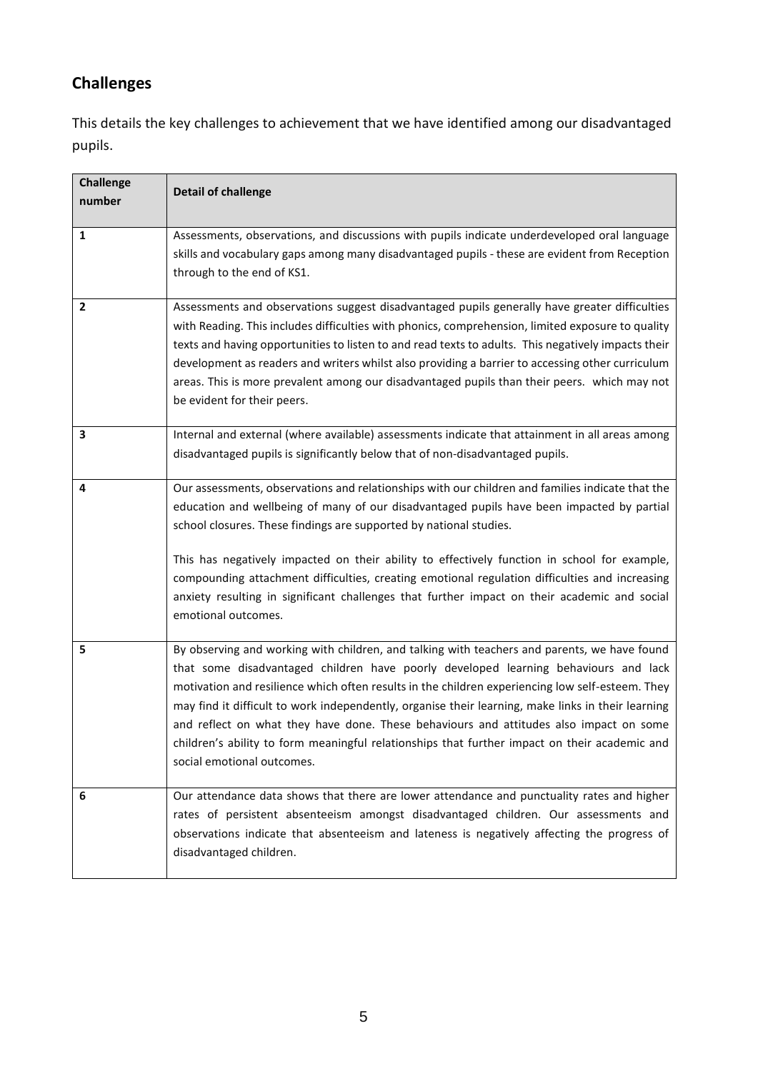## Challenges

This details the key challenges to achievement that we have identified among our disadvantaged pupils.

| Challenge number | Detail of challenge |
|---|---|
| 1 | Assessments, observations, and discussions with pupils indicate underdeveloped oral language skills and vocabulary gaps among many disadvantaged pupils - these are evident from Reception through to the end of KS1. |
| 2 | Assessments and observations suggest disadvantaged pupils generally have greater difficulties with Reading. This includes difficulties with phonics, comprehension, limited exposure to quality texts and having opportunities to listen to and read texts to adults. This negatively impacts their development as readers and writers whilst also providing a barrier to accessing other curriculum areas. This is more prevalent among our disadvantaged pupils than their peers. which may not be evident for their peers. |
| 3 | Internal and external (where available) assessments indicate that attainment in all areas among disadvantaged pupils is significantly below that of non-disadvantaged pupils. |
| 4 | Our assessments, observations and relationships with our children and families indicate that the education and wellbeing of many of our disadvantaged pupils have been impacted by partial school closures. These findings are supported by national studies.<br><br>This has negatively impacted on their ability to effectively function in school for example, compounding attachment difficulties, creating emotional regulation difficulties and increasing anxiety resulting in significant challenges that further impact on their academic and social emotional outcomes. |
| 5 | By observing and working with children, and talking with teachers and parents, we have found that some disadvantaged children have poorly developed learning behaviours and lack motivation and resilience which often results in the children experiencing low self-esteem. They may find it difficult to work independently, organise their learning, make links in their learning and reflect on what they have done. These behaviours and attitudes also impact on some children's ability to form meaningful relationships that further impact on their academic and social emotional outcomes. |
| 6 | Our attendance data shows that there are lower attendance and punctuality rates and higher rates of persistent absenteeism amongst disadvantaged children. Our assessments and observations indicate that absenteeism and lateness is negatively affecting the progress of disadvantaged children. |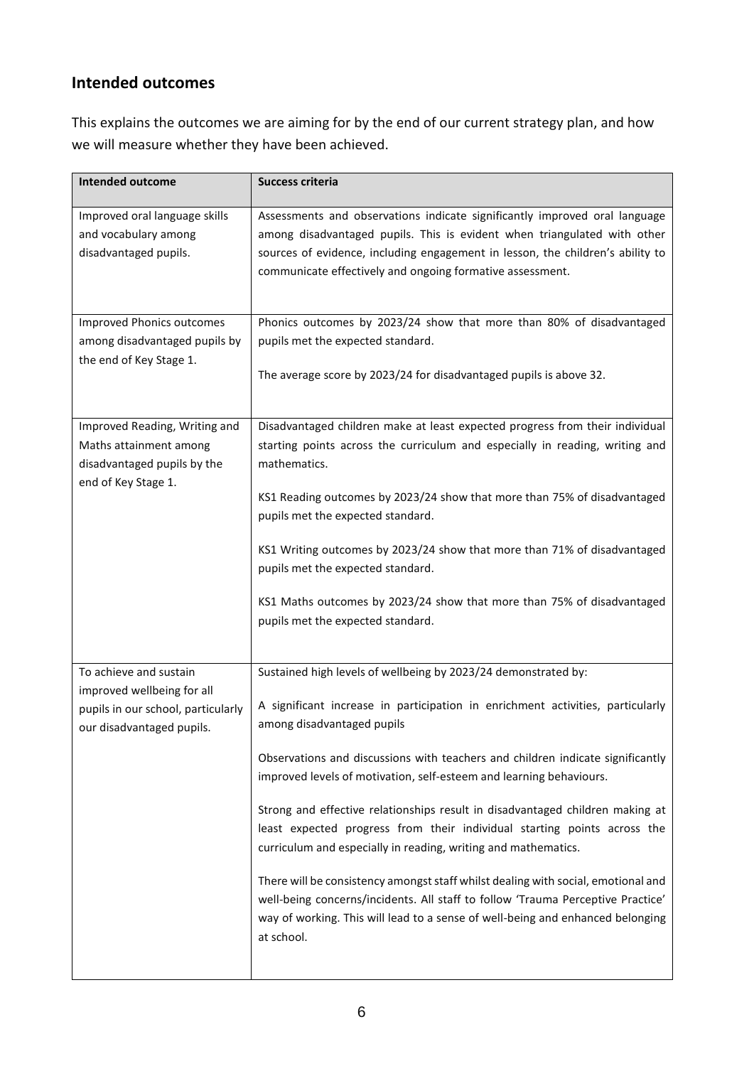## Intended outcomes

This explains the outcomes we are aiming for by the end of our current strategy plan, and how we will measure whether they have been achieved.

| Intended outcome | Success criteria |
| --- | --- |
| Improved oral language skills and vocabulary among disadvantaged pupils. | Assessments and observations indicate significantly improved oral language among disadvantaged pupils. This is evident when triangulated with other sources of evidence, including engagement in lesson, the children's ability to communicate effectively and ongoing formative assessment. |
| Improved Phonics outcomes among disadvantaged pupils by the end of Key Stage 1. | Phonics outcomes by 2023/24 show that more than 80% of disadvantaged pupils met the expected standard.<br><br>The average score by 2023/24 for disadvantaged pupils is above 32. |
| Improved Reading, Writing and Maths attainment among disadvantaged pupils by the end of Key Stage 1. | Disadvantaged children make at least expected progress from their individual starting points across the curriculum and especially in reading, writing and mathematics.<br><br>KS1 Reading outcomes by 2023/24 show that more than 75% of disadvantaged pupils met the expected standard.<br><br>KS1 Writing outcomes by 2023/24 show that more than 71% of disadvantaged pupils met the expected standard.<br><br>KS1 Maths outcomes by 2023/24 show that more than 75% of disadvantaged pupils met the expected standard. |
| To achieve and sustain improved wellbeing for all pupils in our school, particularly our disadvantaged pupils. | Sustained high levels of wellbeing by 2023/24 demonstrated by:<br><br>A significant increase in participation in enrichment activities, particularly among disadvantaged pupils<br><br>Observations and discussions with teachers and children indicate significantly improved levels of motivation, self-esteem and learning behaviours.<br><br>Strong and effective relationships result in disadvantaged children making at least expected progress from their individual starting points across the curriculum and especially in reading, writing and mathematics.<br><br>There will be consistency amongst staff whilst dealing with social, emotional and well-being concerns/incidents. All staff to follow 'Trauma Perceptive Practice' way of working. This will lead to a sense of well-being and enhanced belonging at school. |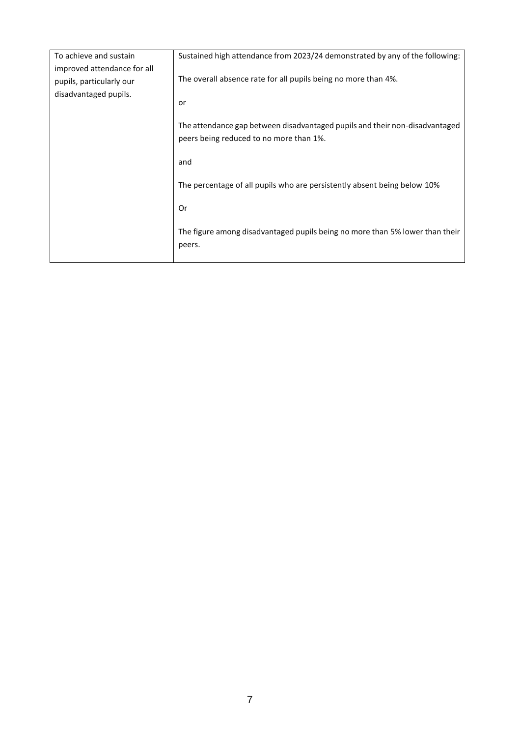| | |
|---|---|
| To achieve and sustain improved attendance for all pupils, particularly our disadvantaged pupils. | Sustained high attendance from 2023/24 demonstrated by any of the following:<br><br>The overall absence rate for all pupils being no more than 4%.<br><br>or<br><br>The attendance gap between disadvantaged pupils and their non-disadvantaged peers being reduced to no more than 1%.<br><br>and<br><br>The percentage of all pupils who are persistently absent being below 10%<br><br>Or<br><br>The figure among disadvantaged pupils being no more than 5% lower than their peers. |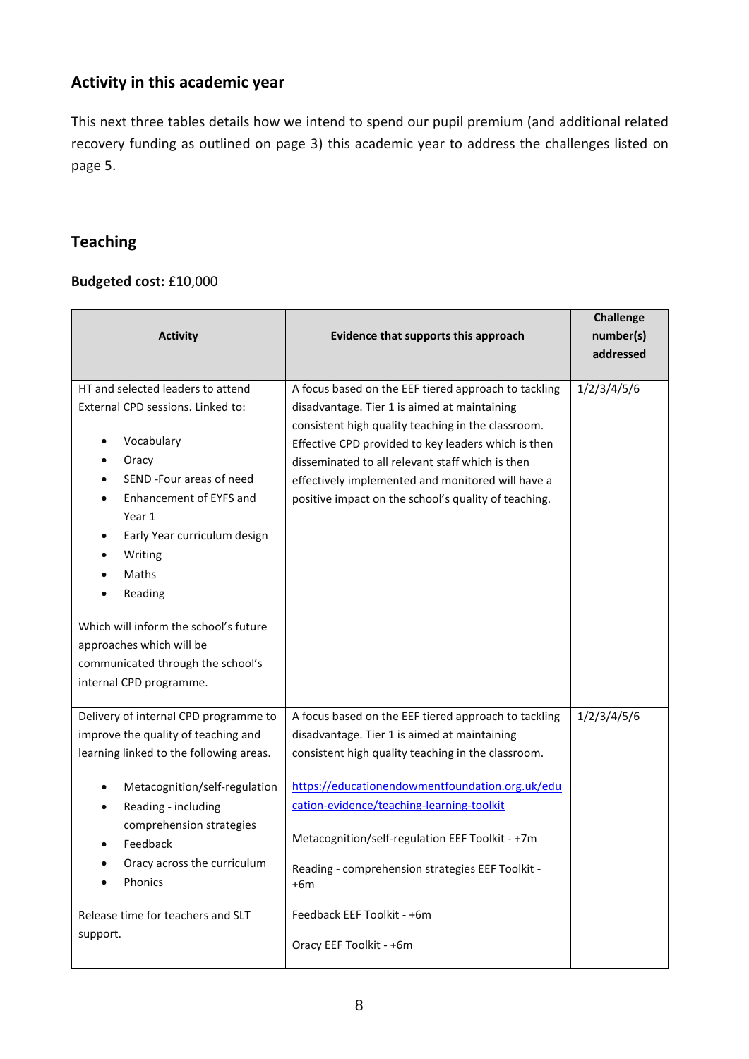## Activity in this academic year

This next three tables details how we intend to spend our pupil premium (and additional related recovery funding as outlined on page 3) this academic year to address the challenges listed on page 5.

## Teaching

**Budgeted cost:** £10,000

| Activity | Evidence that supports this approach | Challenge number(s) addressed |
|---|---|---|
| HT and selected leaders to attend External CPD sessions. Linked to:<br><ul><li>Vocabulary</li><li>Oracy</li><li>SEND -Four areas of need</li><li>Enhancement of EYFS and Year 1</li><li>Early Year curriculum design</li><li>Writing</li><li>Maths</li><li>Reading</li></ul>Which will inform the school's future approaches which will be communicated through the school's internal CPD programme. | A focus based on the EEF tiered approach to tackling disadvantage. Tier 1 is aimed at maintaining consistent high quality teaching in the classroom. Effective CPD provided to key leaders which is then disseminated to all relevant staff which is then effectively implemented and monitored will have a positive impact on the school's quality of teaching. | 1/2/3/4/5/6 |
| Delivery of internal CPD programme to improve the quality of teaching and learning linked to the following areas.<br><ul><li>Metacognition/self-regulation</li><li>Reading - including comprehension strategies</li><li>Feedback</li><li>Oracy across the curriculum</li><li>Phonics</li></ul>Release time for teachers and SLT support. | A focus based on the EEF tiered approach to tackling disadvantage. Tier 1 is aimed at maintaining consistent high quality teaching in the classroom.<br><br>https://educationendowmentfoundation.org.uk/education-evidence/teaching-learning-toolkit<br><br>Metacognition/self-regulation EEF Toolkit - +7m<br><br>Reading - comprehension strategies EEF Toolkit - +6m<br><br>Feedback EEF Toolkit - +6m<br><br>Oracy EEF Toolkit - +6m | 1/2/3/4/5/6 |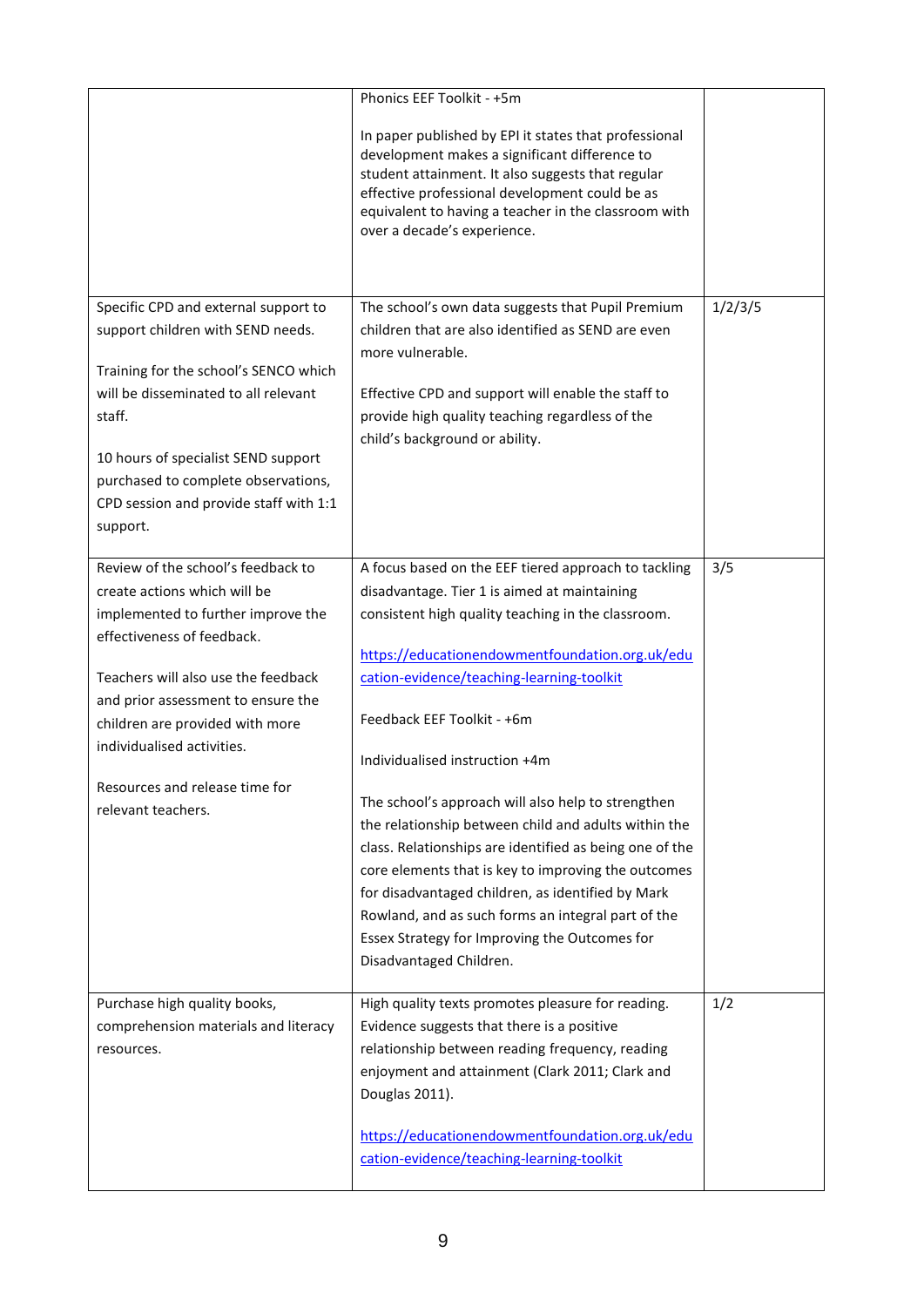| | | |
|---|---|---|
| | Phonics EEF Toolkit - +5m<br><br>In paper published by EPI it states that professional development makes a significant difference to student attainment. It also suggests that regular effective professional development could be as equivalent to having a teacher in the classroom with over a decade's experience. | |
| Specific CPD and external support to support children with SEND needs.<br><br>Training for the school's SENCO which will be disseminated to all relevant staff.<br><br>10 hours of specialist SEND support purchased to complete observations, CPD session and provide staff with 1:1 support. | The school's own data suggests that Pupil Premium children that are also identified as SEND are even more vulnerable.<br><br>Effective CPD and support will enable the staff to provide high quality teaching regardless of the child's background or ability. | 1/2/3/5 |
| Review of the school's feedback to create actions which will be implemented to further improve the effectiveness of feedback.<br><br>Teachers will also use the feedback and prior assessment to ensure the children are provided with more individualised activities.<br><br>Resources and release time for relevant teachers. | A focus based on the EEF tiered approach to tackling disadvantage. Tier 1 is aimed at maintaining consistent high quality teaching in the classroom.<br><br>https://educationendowmentfoundation.org.uk/education-evidence/teaching-learning-toolkit<br><br>Feedback EEF Toolkit - +6m<br><br>Individualised instruction +4m<br><br>The school's approach will also help to strengthen the relationship between child and adults within the class. Relationships are identified as being one of the core elements that is key to improving the outcomes for disadvantaged children, as identified by Mark Rowland, and as such forms an integral part of the Essex Strategy for Improving the Outcomes for Disadvantaged Children. | 3/5 |
| Purchase high quality books, comprehension materials and literacy resources. | High quality texts promotes pleasure for reading. Evidence suggests that there is a positive relationship between reading frequency, reading enjoyment and attainment (Clark 2011; Clark and Douglas 2011).<br><br>https://educationendowmentfoundation.org.uk/education-evidence/teaching-learning-toolkit | 1/2 |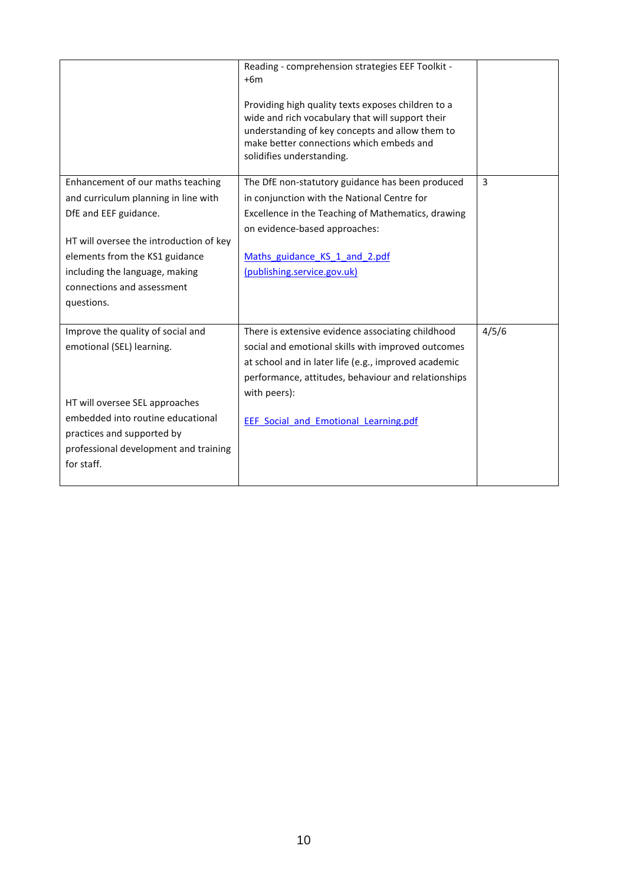| | | |
|---|---|---|
| | Reading - comprehension strategies EEF Toolkit - +6m<br><br>Providing high quality texts exposes children to a wide and rich vocabulary that will support their understanding of key concepts and allow them to make better connections which embeds and solidifies understanding. | |
| Enhancement of our maths teaching and curriculum planning in line with DfE and EEF guidance.<br><br>HT will oversee the introduction of key elements from the KS1 guidance including the language, making connections and assessment questions. | The DfE non-statutory guidance has been produced in conjunction with the National Centre for Excellence in the Teaching of Mathematics, drawing on evidence-based approaches:<br><br>[Maths_guidance_KS_1_and_2.pdf (publishing.service.gov.uk)] | 3 |
| Improve the quality of social and emotional (SEL) learning.<br><br>HT will oversee SEL approaches embedded into routine educational practices and supported by professional development and training for staff. | There is extensive evidence associating childhood social and emotional skills with improved outcomes at school and in later life (e.g., improved academic performance, attitudes, behaviour and relationships with peers):<br><br>[EEF_Social_and_Emotional_Learning.pdf] | 4/5/6 |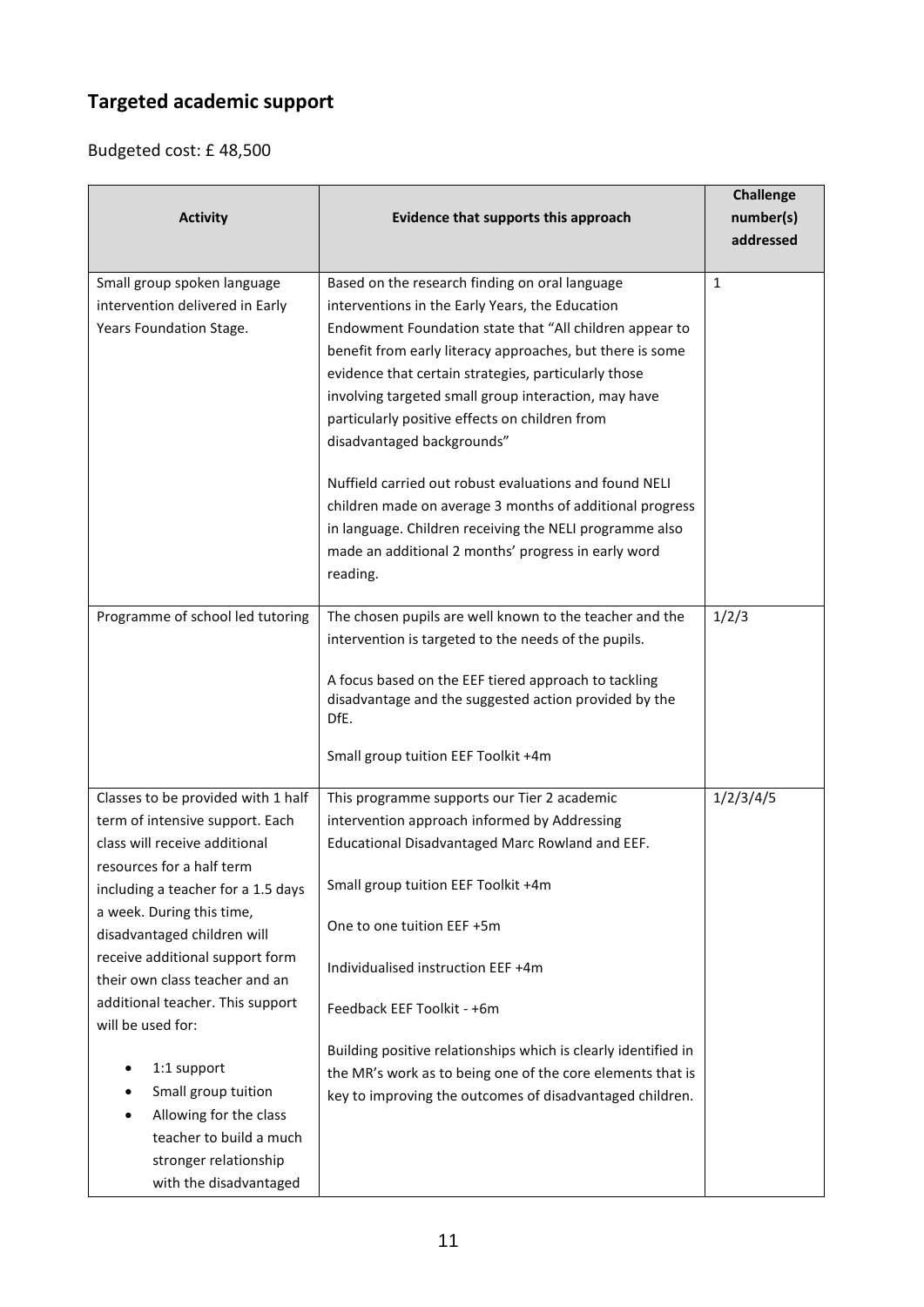## Targeted academic support

Budgeted cost: £ 48,500

| Activity | Evidence that supports this approach | Challenge number(s) addressed |
|---|---|---|
| Small group spoken language intervention delivered in Early Years Foundation Stage. | Based on the research finding on oral language interventions in the Early Years, the Education Endowment Foundation state that "All children appear to benefit from early literacy approaches, but there is some evidence that certain strategies, particularly those involving targeted small group interaction, may have particularly positive effects on children from disadvantaged backgrounds"<br><br>Nuffield carried out robust evaluations and found NELI children made on average 3 months of additional progress in language. Children receiving the NELI programme also made an additional 2 months' progress in early word reading. | 1 |
| Programme of school led tutoring | The chosen pupils are well known to the teacher and the intervention is targeted to the needs of the pupils.<br><br>A focus based on the EEF tiered approach to tackling disadvantage and the suggested action provided by the DfE.<br><br>Small group tuition EEF Toolkit +4m | 1/2/3 |
| Classes to be provided with 1 half term of intensive support. Each class will receive additional resources for a half term including a teacher for a 1.5 days a week. During this time, disadvantaged children will receive additional support form their own class teacher and an additional teacher. This support will be used for:<br>• 1:1 support<br>• Small group tuition<br>• Allowing for the class teacher to build a much stronger relationship with the disadvantaged | This programme supports our Tier 2 academic intervention approach informed by Addressing Educational Disadvantaged Marc Rowland and EEF.<br><br>Small group tuition EEF Toolkit +4m<br><br>One to one tuition EEF +5m<br><br>Individualised instruction EEF +4m<br><br>Feedback EEF Toolkit - +6m<br><br>Building positive relationships which is clearly identified in the MR's work as to being one of the core elements that is key to improving the outcomes of disadvantaged children. | 1/2/3/4/5 |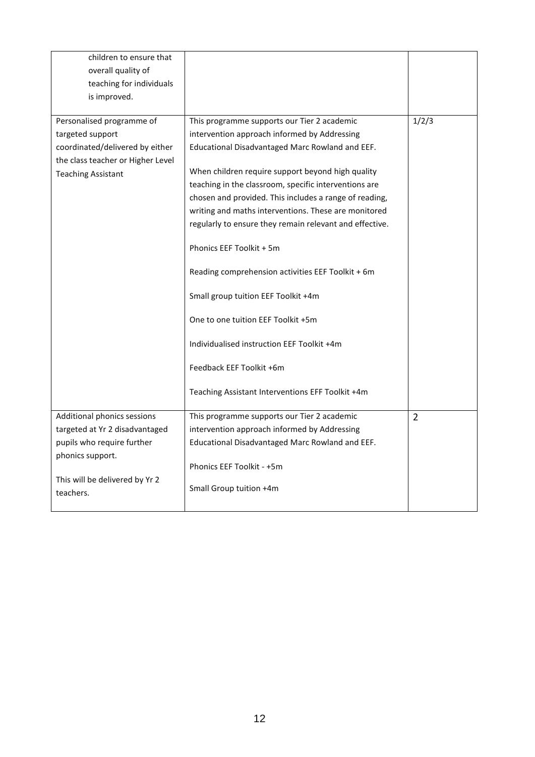| | | |
|---|---|---|
| children to ensure that overall quality of teaching for individuals is improved. | | |
| Personalised programme of targeted support coordinated/delivered by either the class teacher or Higher Level Teaching Assistant | This programme supports our Tier 2 academic intervention approach informed by Addressing Educational Disadvantaged Marc Rowland and EEF.<br><br>When children require support beyond high quality teaching in the classroom, specific interventions are chosen and provided. This includes a range of reading, writing and maths interventions. These are monitored regularly to ensure they remain relevant and effective.<br><br>Phonics EEF Toolkit + 5m<br><br>Reading comprehension activities EEF Toolkit + 6m<br><br>Small group tuition EEF Toolkit +4m<br><br>One to one tuition EEF Toolkit +5m<br><br>Individualised instruction EEF Toolkit +4m<br><br>Feedback EEF Toolkit +6m<br><br>Teaching Assistant Interventions EFF Toolkit +4m | 1/2/3 |
| Additional phonics sessions targeted at Yr 2 disadvantaged pupils who require further phonics support.<br><br>This will be delivered by Yr 2 teachers. | This programme supports our Tier 2 academic intervention approach informed by Addressing Educational Disadvantaged Marc Rowland and EEF.<br><br>Phonics EEF Toolkit - +5m<br><br>Small Group tuition +4m | 2 |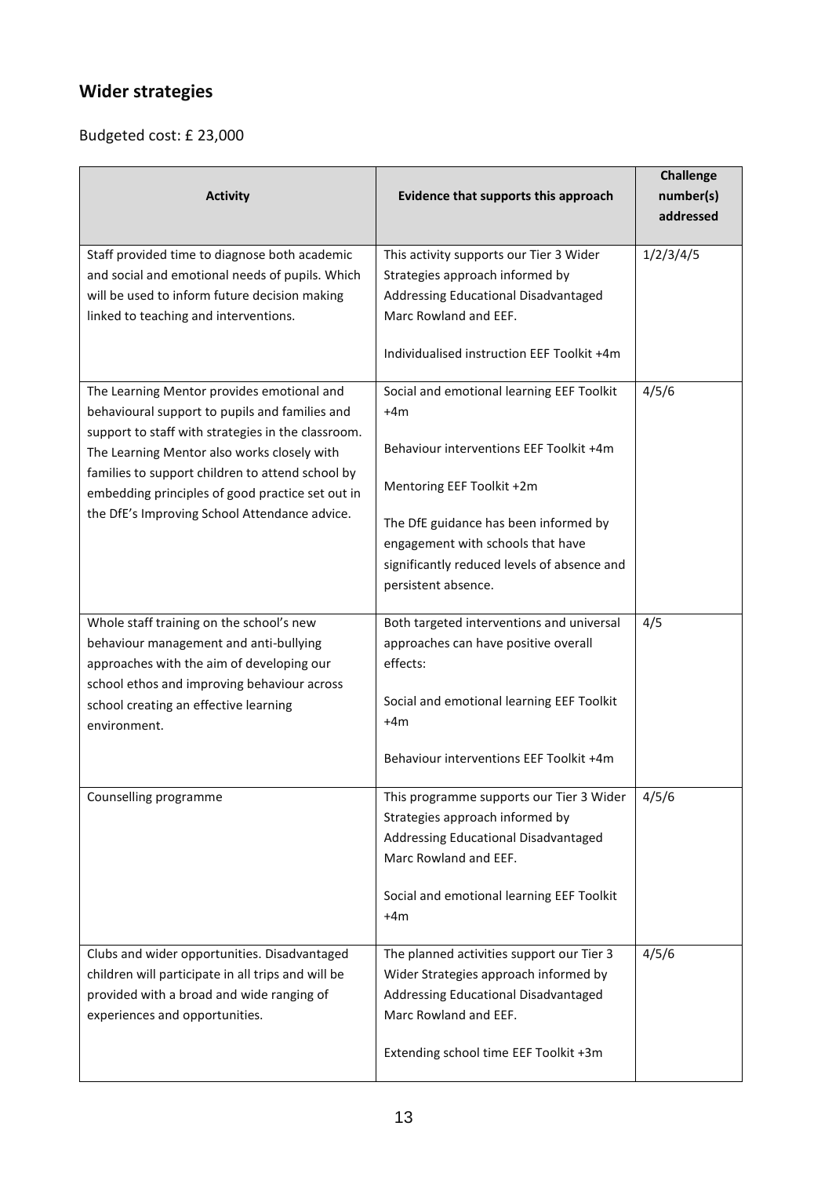## Wider strategies

Budgeted cost: £ 23,000

| Activity | Evidence that supports this approach | Challenge number(s) addressed |
| --- | --- | --- |
| Staff provided time to diagnose both academic and social and emotional needs of pupils. Which will be used to inform future decision making linked to teaching and interventions. | This activity supports our Tier 3 Wider Strategies approach informed by Addressing Educational Disadvantaged Marc Rowland and EEF.<br><br>Individualised instruction EEF Toolkit +4m | 1/2/3/4/5 |
| The Learning Mentor provides emotional and behavioural support to pupils and families and support to staff with strategies in the classroom. The Learning Mentor also works closely with families to support children to attend school by embedding principles of good practice set out in the DfE's Improving School Attendance advice. | Social and emotional learning EEF Toolkit +4m<br><br>Behaviour interventions EEF Toolkit +4m<br><br>Mentoring EEF Toolkit +2m<br><br>The DfE guidance has been informed by engagement with schools that have significantly reduced levels of absence and persistent absence. | 4/5/6 |
| Whole staff training on the school's new behaviour management and anti-bullying approaches with the aim of developing our school ethos and improving behaviour across school creating an effective learning environment. | Both targeted interventions and universal approaches can have positive overall effects:<br><br>Social and emotional learning EEF Toolkit +4m<br><br>Behaviour interventions EEF Toolkit +4m | 4/5 |
| Counselling programme | This programme supports our Tier 3 Wider Strategies approach informed by Addressing Educational Disadvantaged Marc Rowland and EEF.<br><br>Social and emotional learning EEF Toolkit +4m | 4/5/6 |
| Clubs and wider opportunities. Disadvantaged children will participate in all trips and will be provided with a broad and wide ranging of experiences and opportunities. | The planned activities support our Tier 3 Wider Strategies approach informed by Addressing Educational Disadvantaged Marc Rowland and EEF.<br><br>Extending school time EEF Toolkit +3m | 4/5/6 |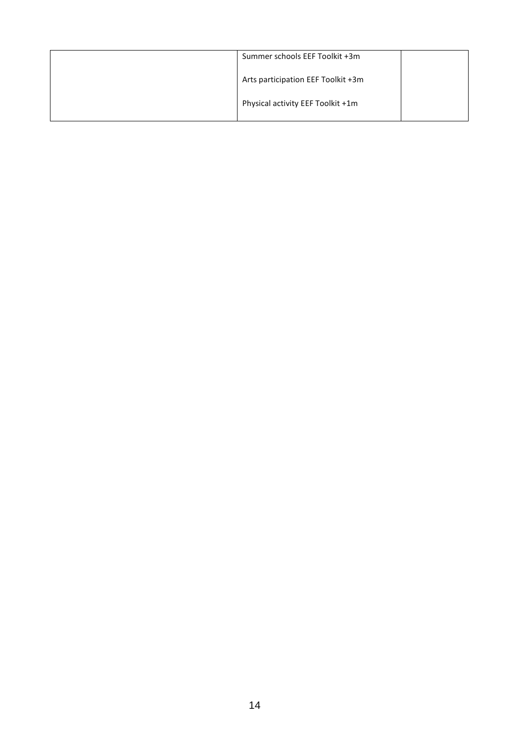| | | |
|---|---|---|
| | Summer schools EEF Toolkit +3m<br><br>Arts participation EEF Toolkit +3m<br><br>Physical activity EEF Toolkit +1m | |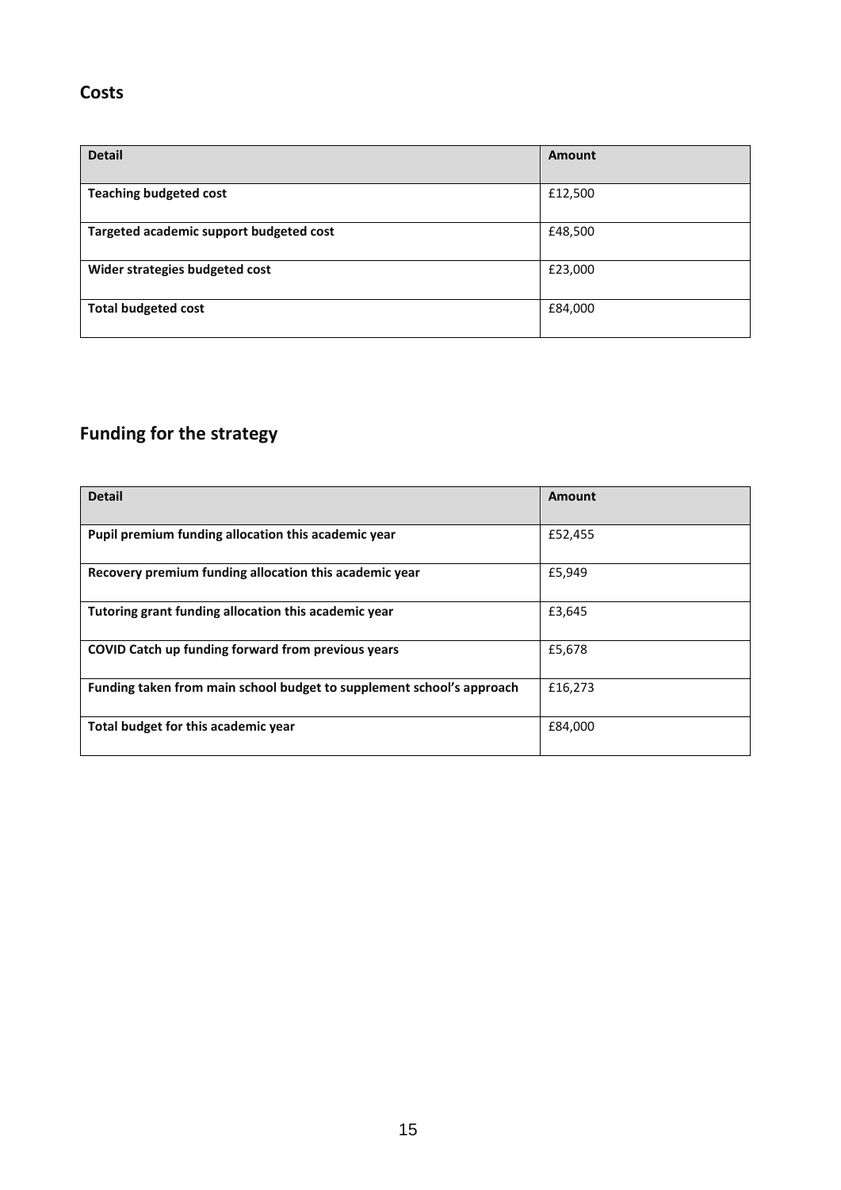## Costs

| Detail | Amount |
|---|---|
| **Teaching budgeted cost** | £12,500 |
| **Targeted academic support budgeted cost** | £48,500 |
| **Wider strategies budgeted cost** | £23,000 |
| **Total budgeted cost** | £84,000 |

## Funding for the strategy

| Detail | Amount |
|---|---|
| **Pupil premium funding allocation this academic year** | £52,455 |
| **Recovery premium funding allocation this academic year** | £5,949 |
| **Tutoring grant funding allocation this academic year** | £3,645 |
| **COVID Catch up funding forward from previous years** | £5,678 |
| **Funding taken from main school budget to supplement school's approach** | £16,273 |
| **Total budget for this academic year** | £84,000 |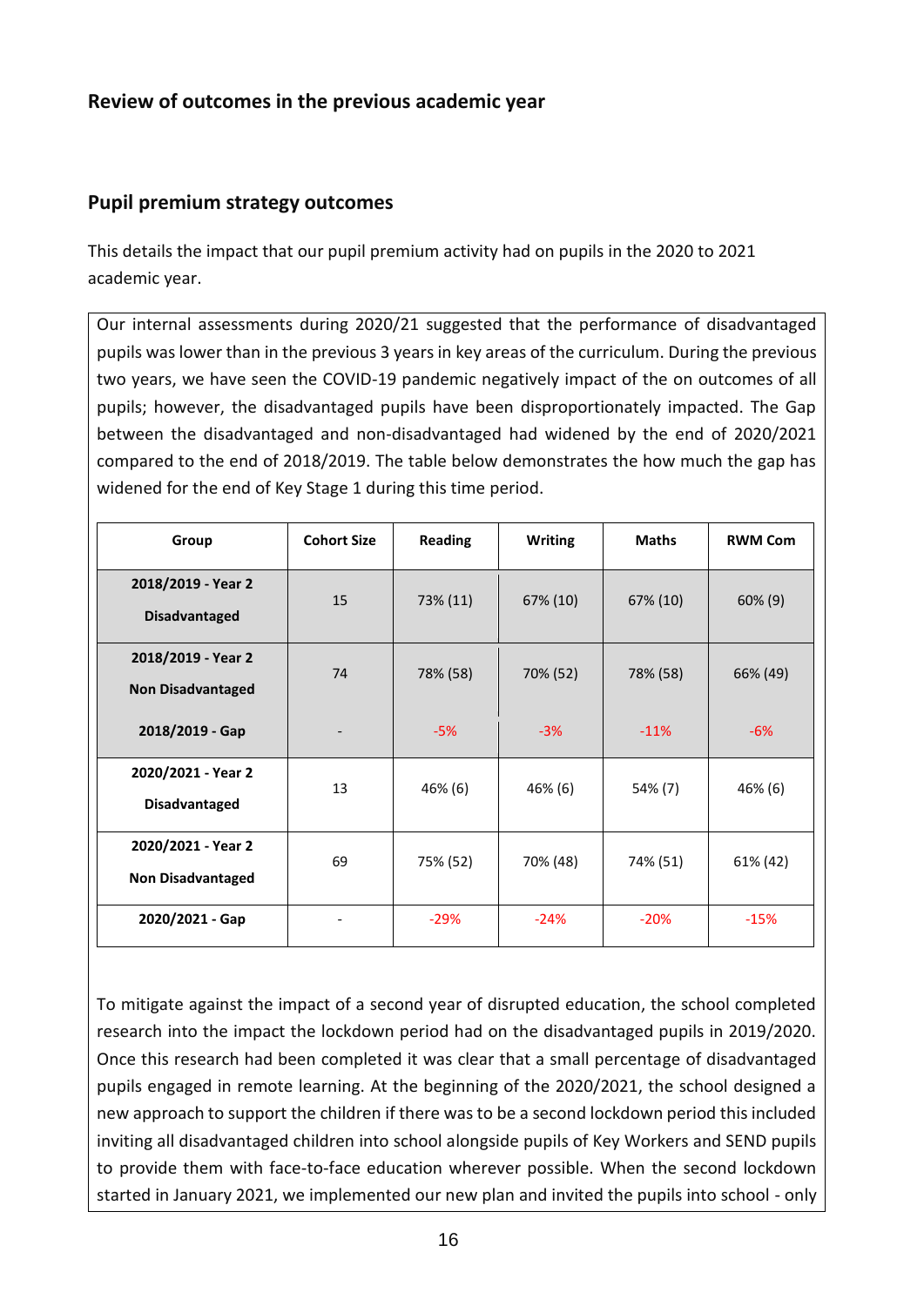## Review of outcomes in the previous academic year

### Pupil premium strategy outcomes

This details the impact that our pupil premium activity had on pupils in the 2020 to 2021 academic year.

Our internal assessments during 2020/21 suggested that the performance of disadvantaged pupils was lower than in the previous 3 years in key areas of the curriculum. During the previous two years, we have seen the COVID-19 pandemic negatively impact of the on outcomes of all pupils; however, the disadvantaged pupils have been disproportionately impacted. The Gap between the disadvantaged and non-disadvantaged had widened by the end of 2020/2021 compared to the end of 2018/2019. The table below demonstrates the how much the gap has widened for the end of Key Stage 1 during this time period.

| Group | Cohort Size | Reading | Writing | Maths | RWM Com |
|---|---|---|---|---|---|
| **2018/2019 - Year 2 Disadvantaged** | 15 | 73% (11) | 67% (10) | 67% (10) | 60% (9) |
| **2018/2019 - Year 2 Non Disadvantaged** | 74 | 78% (58) | 70% (52) | 78% (58) | 66% (49) |
| **2018/2019 - Gap** | - | -5% | -3% | -11% | -6% |
| **2020/2021 - Year 2 Disadvantaged** | 13 | 46% (6) | 46% (6) | 54% (7) | 46% (6) |
| **2020/2021 - Year 2 Non Disadvantaged** | 69 | 75% (52) | 70% (48) | 74% (51) | 61% (42) |
| **2020/2021 - Gap** | - | -29% | -24% | -20% | -15% |

To mitigate against the impact of a second year of disrupted education, the school completed research into the impact the lockdown period had on the disadvantaged pupils in 2019/2020. Once this research had been completed it was clear that a small percentage of disadvantaged pupils engaged in remote learning. At the beginning of the 2020/2021, the school designed a new approach to support the children if there was to be a second lockdown period this included inviting all disadvantaged children into school alongside pupils of Key Workers and SEND pupils to provide them with face-to-face education wherever possible. When the second lockdown started in January 2021, we implemented our new plan and invited the pupils into school - only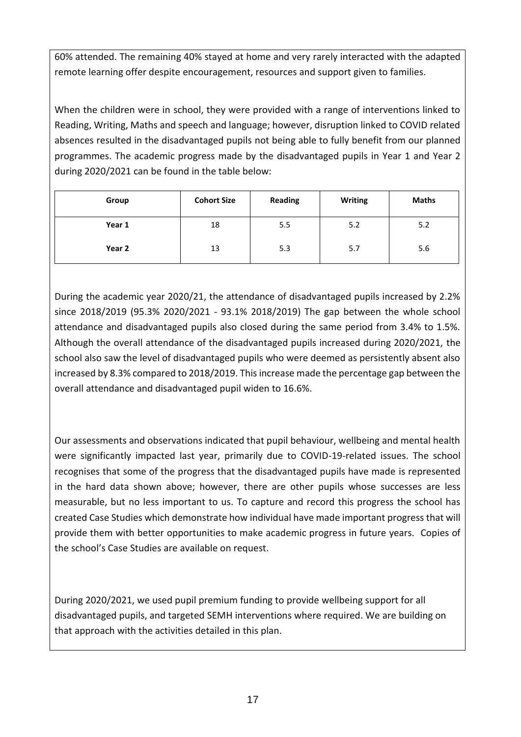60% attended. The remaining 40% stayed at home and very rarely interacted with the adapted remote learning offer despite encouragement, resources and support given to families.

When the children were in school, they were provided with a range of interventions linked to Reading, Writing, Maths and speech and language; however, disruption linked to COVID related absences resulted in the disadvantaged pupils not being able to fully benefit from our planned programmes. The academic progress made by the disadvantaged pupils in Year 1 and Year 2 during 2020/2021 can be found in the table below:

| Group | Cohort Size | Reading | Writing | Maths |
|---|---|---|---|---|
| Year 1 | 18 | 5.5 | 5.2 | 5.2 |
| Year 2 | 13 | 5.3 | 5.7 | 5.6 |

During the academic year 2020/21, the attendance of disadvantaged pupils increased by 2.2% since 2018/2019 (95.3% 2020/2021 - 93.1% 2018/2019) The gap between the whole school attendance and disadvantaged pupils also closed during the same period from 3.4% to 1.5%. Although the overall attendance of the disadvantaged pupils increased during 2020/2021, the school also saw the level of disadvantaged pupils who were deemed as persistently absent also increased by 8.3% compared to 2018/2019. This increase made the percentage gap between the overall attendance and disadvantaged pupil widen to 16.6%.

Our assessments and observations indicated that pupil behaviour, wellbeing and mental health were significantly impacted last year, primarily due to COVID-19-related issues. The school recognises that some of the progress that the disadvantaged pupils have made is represented in the hard data shown above; however, there are other pupils whose successes are less measurable, but no less important to us. To capture and record this progress the school has created Case Studies which demonstrate how individual have made important progress that will provide them with better opportunities to make academic progress in future years. Copies of the school's Case Studies are available on request.

During 2020/2021, we used pupil premium funding to provide wellbeing support for all disadvantaged pupils, and targeted SEMH interventions where required. We are building on that approach with the activities detailed in this plan.